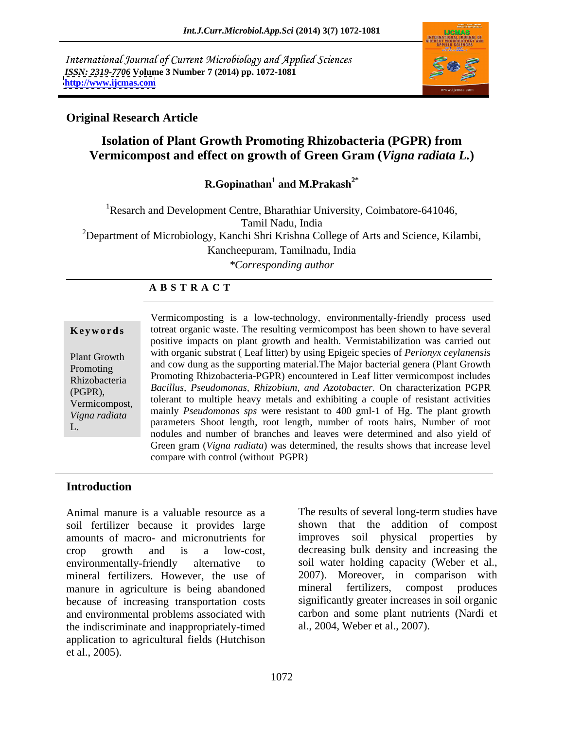International Journal of Current Microbiology and Applied Sciences
*ISSN: 2319-7706* **Volume 3 Number 7 (2014) pp. 1072-1081**
**http://www.ijcmas.com**

**Original Research Article**

# Isolation of Plant Growth Promoting Rhizobacteria (PGPR) from Vermicompost and effect on growth of Green Gram (*Vigna radiata L.*)

**R.Gopinathan[1] and M.Prakash[2*]**

[1]Resarch and Development Centre, Bharathiar University, Coimbatore-641046, Tamil Nadu, India

[2]Department of Microbiology, Kanchi Shri Krishna College of Arts and Science, Kilambi, Kancheepuram, Tamilnadu, India

*\*Corresponding author*

**A B S T R A C T**

**Keywords**

Plant Growth Promoting Rhizobacteria (PGPR), Vermicompost, *Vigna radiata* L.

Vermicomposting is a low-technology, environmentally-friendly process used totreat organic waste. The resulting vermicompost has been shown to have several positive impacts on plant growth and health. Vermistabilization was carried out with organic substrat ( Leaf litter) by using Epigeic species of *Perionyx ceylanensis* and cow dung as the supporting material.The Major bacterial genera (Plant Growth Promoting Rhizobacteria-PGPR) encountered in Leaf litter vermicompost includes *Bacillus, Pseudomonas, Rhizobium, and Azotobacter.* On characterization PGPR tolerant to multiple heavy metals and exhibiting a couple of resistant activities mainly *Pseudomonas sps* were resistant to 400 gml-1 of Hg. The plant growth parameters Shoot length, root length, number of roots hairs, Number of root nodules and number of branches and leaves were determined and also yield of Green gram (*Vigna radiata*) was determined, the results shows that increase level compare with control (without PGPR)

## Introduction

Animal manure is a valuable resource as a soil fertilizer because it provides large amounts of macro- and micronutrients for crop growth and is a low-cost, environmentally-friendly alternative to mineral fertilizers. However, the use of manure in agriculture is being abandoned because of increasing transportation costs and environmental problems associated with the indiscriminate and inappropriately-timed application to agricultural fields (Hutchison et al., 2005).

The results of several long-term studies have shown that the addition of compost improves soil physical properties by decreasing bulk density and increasing the soil water holding capacity (Weber et al., 2007). Moreover, in comparison with mineral fertilizers, compost produces significantly greater increases in soil organic carbon and some plant nutrients (Nardi et al., 2004, Weber et al., 2007).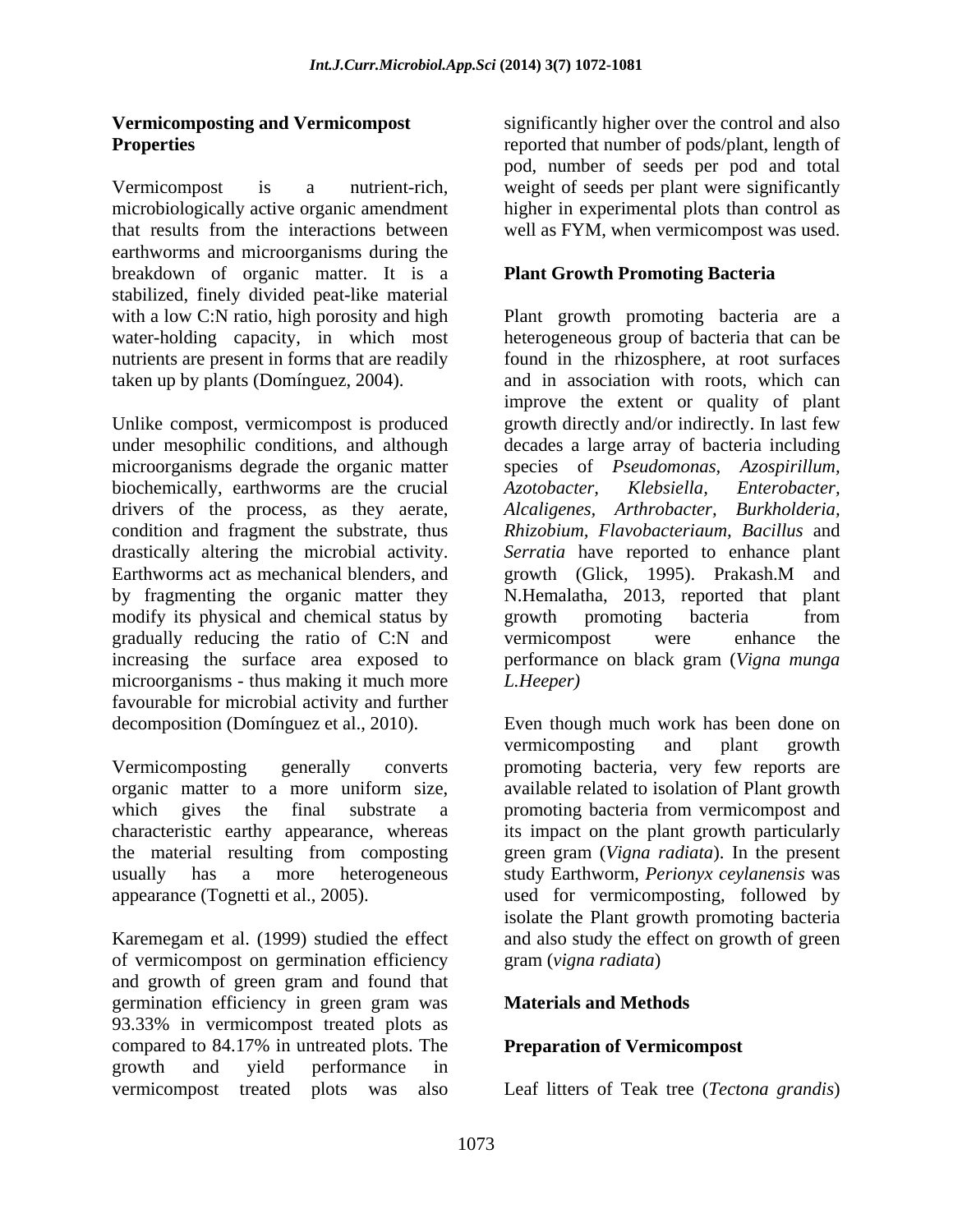## Vermicomposting and Vermicompost Properties

Vermicompost is a nutrient-rich, microbiologically active organic amendment that results from the interactions between earthworms and microorganisms during the breakdown of organic matter. It is a stabilized, finely divided peat-like material with a low C:N ratio, high porosity and high water-holding capacity, in which most nutrients are present in forms that are readily taken up by plants (Domínguez, 2004).

Unlike compost, vermicompost is produced under mesophilic conditions, and although microorganisms degrade the organic matter biochemically, earthworms are the crucial drivers of the process, as they aerate, condition and fragment the substrate, thus drastically altering the microbial activity. Earthworms act as mechanical blenders, and by fragmenting the organic matter they modify its physical and chemical status by gradually reducing the ratio of C:N and increasing the surface area exposed to microorganisms - thus making it much more favourable for microbial activity and further decomposition (Domínguez et al., 2010).

Vermicomposting generally converts organic matter to a more uniform size, which gives the final substrate a characteristic earthy appearance, whereas the material resulting from composting usually has a more heterogeneous appearance (Tognetti et al., 2005).

Karemegam et al. (1999) studied the effect of vermicompost on germination efficiency and growth of green gram and found that germination efficiency in green gram was 93.33% in vermicompost treated plots as compared to 84.17% in untreated plots. The growth and yield performance in vermicompost treated plots was also significantly higher over the control and also reported that number of pods/plant, length of pod, number of seeds per pod and total weight of seeds per plant were significantly higher in experimental plots than control as well as FYM, when vermicompost was used.

## Plant Growth Promoting Bacteria

Plant growth promoting bacteria are a heterogeneous group of bacteria that can be found in the rhizosphere, at root surfaces and in association with roots, which can improve the extent or quality of plant growth directly and/or indirectly. In last few decades a large array of bacteria including species of *Pseudomonas, Azospirillum, Azotobacter, Klebsiella, Enterobacter, Alcaligenes, Arthrobacter, Burkholderia, Rhizobium, Flavobacteriaum, Bacillus* and *Serratia* have reported to enhance plant growth (Glick, 1995). Prakash.M and N.Hemalatha, 2013, reported that plant growth promoting bacteria from vermicompost were enhance the performance on black gram (*Vigna munga L.Heeper)*

Even though much work has been done on vermicomposting and plant growth promoting bacteria, very few reports are available related to isolation of Plant growth promoting bacteria from vermicompost and its impact on the plant growth particularly green gram (*Vigna radiata*). In the present study Earthworm, *Perionyx ceylanensis* was used for vermicomposting, followed by isolate the Plant growth promoting bacteria and also study the effect on growth of green gram (*vigna radiata*)

## Materials and Methods

### Preparation of Vermicompost

Leaf litters of Teak tree (*Tectona grandis*)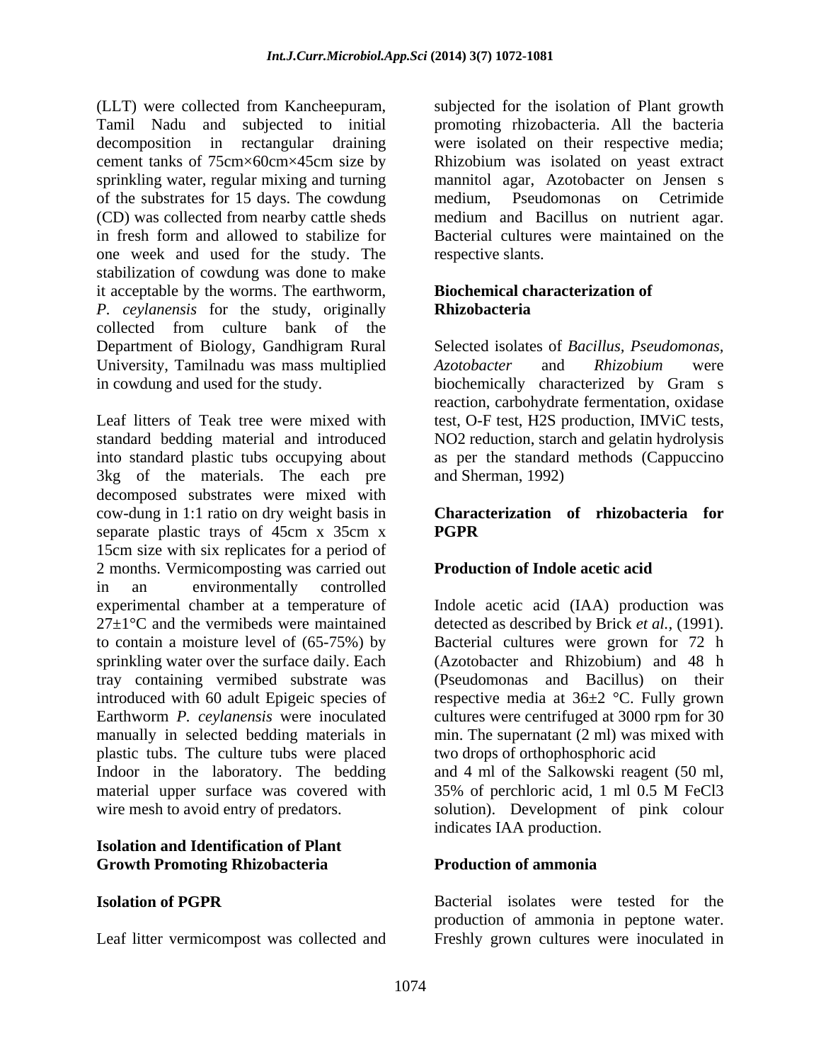(LLT) were collected from Kancheepuram, Tamil Nadu and subjected to initial decomposition in rectangular draining cement tanks of 75cm×60cm×45cm size by sprinkling water, regular mixing and turning of the substrates for 15 days. The cowdung (CD) was collected from nearby cattle sheds in fresh form and allowed to stabilize for one week and used for the study. The stabilization of cowdung was done to make it acceptable by the worms. The earthworm, *P. ceylanensis* for the study, originally collected from culture bank of the Department of Biology, Gandhigram Rural University, Tamilnadu was mass multiplied in cowdung and used for the study.

Leaf litters of Teak tree were mixed with standard bedding material and introduced into standard plastic tubs occupying about 3kg of the materials. The each pre decomposed substrates were mixed with cow-dung in 1:1 ratio on dry weight basis in separate plastic trays of 45cm x 35cm x 15cm size with six replicates for a period of 2 months. Vermicomposting was carried out in an environmentally controlled experimental chamber at a temperature of 27±1°C and the vermibeds were maintained to contain a moisture level of (65-75%) by sprinkling water over the surface daily. Each tray containing vermibed substrate was introduced with 60 adult Epigeic species of Earthworm *P. ceylanensis* were inoculated manually in selected bedding materials in plastic tubs. The culture tubs were placed Indoor in the laboratory. The bedding material upper surface was covered with wire mesh to avoid entry of predators.

## Isolation and Identification of Plant Growth Promoting Rhizobacteria

### Isolation of PGPR

Leaf litter vermicompost was collected and subjected for the isolation of Plant growth promoting rhizobacteria. All the bacteria were isolated on their respective media; Rhizobium was isolated on yeast extract mannitol agar, Azotobacter on Jensen s medium, Pseudomonas on Cetrimide medium and Bacillus on nutrient agar. Bacterial cultures were maintained on the respective slants.

### Biochemical characterization of Rhizobacteria

Selected isolates of *Bacillus, Pseudomonas, Azotobacter* and *Rhizobium* were biochemically characterized by Gram s reaction, carbohydrate fermentation, oxidase test, O-F test, H2S production, IMViC tests, NO2 reduction, starch and gelatin hydrolysis as per the standard methods (Cappuccino and Sherman, 1992)

### Characterization of rhizobacteria for PGPR

### Production of Indole acetic acid

Indole acetic acid (IAA) production was detected as described by Brick *et al.*, (1991). Bacterial cultures were grown for 72 h (Azotobacter and Rhizobium) and 48 h (Pseudomonas and Bacillus) on their respective media at 36±2 °C. Fully grown cultures were centrifuged at 3000 rpm for 30 min. The supernatant (2 ml) was mixed with two drops of orthophosphoric acid and 4 ml of the Salkowski reagent (50 ml, 35% of perchloric acid, 1 ml 0.5 M FeCl3 solution). Development of pink colour indicates IAA production.

### Production of ammonia

Bacterial isolates were tested for the production of ammonia in peptone water. Freshly grown cultures were inoculated in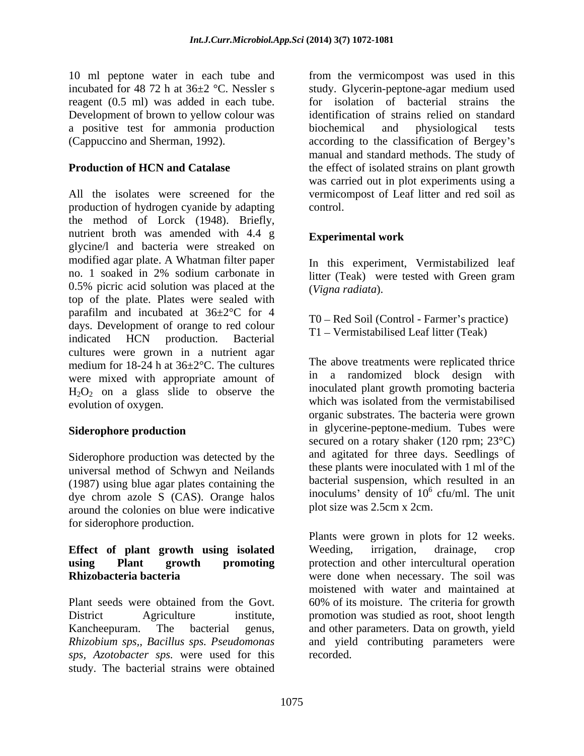10 ml peptone water in each tube and incubated for 48 72 h at 36±2 °C. Nessler s reagent (0.5 ml) was added in each tube. Development of brown to yellow colour was a positive test for ammonia production (Cappuccino and Sherman, 1992).

**Production of HCN and Catalase**

All the isolates were screened for the production of hydrogen cyanide by adapting the method of Lorck (1948). Briefly, nutrient broth was amended with 4.4 g glycine/l and bacteria were streaked on modified agar plate. A Whatman filter paper no. 1 soaked in 2% sodium carbonate in 0.5% picric acid solution was placed at the top of the plate. Plates were sealed with parafilm and incubated at 36±2°C for 4 days. Development of orange to red colour indicated HCN production. Bacterial cultures were grown in a nutrient agar medium for 18-24 h at 36±2°C. The cultures were mixed with appropriate amount of $H_2O_2$ on a glass slide to observe the evolution of oxygen.

**Siderophore production**

Siderophore production was detected by the universal method of Schwyn and Neilands (1987) using blue agar plates containing the dye chrom azole S (CAS). Orange halos around the colonies on blue were indicative for siderophore production.

**Effect of plant growth using isolated using Plant growth promoting Rhizobacteria bacteria**

Plant seeds were obtained from the Govt. District Agriculture institute, Kancheepuram. The bacterial genus, *Rhizobium sps,, Bacillus sps. Pseudomonas sps, Azotobacter sps.* were used for this study. The bacterial strains were obtained from the vermicompost was used in this study. Glycerin-peptone-agar medium used for isolation of bacterial strains the identification of strains relied on standard biochemical and physiological tests according to the classification of Bergey's manual and standard methods. The study of the effect of isolated strains on plant growth was carried out in plot experiments using a vermicompost of Leaf litter and red soil as control.

**Experimental work**

In this experiment, Vermistabilized leaf litter (Teak) were tested with Green gram (*Vigna radiata*).

T0 – Red Soil (Control - Farmer's practice)
T1 – Vermistabilised Leaf litter (Teak)

The above treatments were replicated thrice in a randomized block design with inoculated plant growth promoting bacteria which was isolated from the vermistabilised organic substrates. The bacteria were grown in glycerine-peptone-medium. Tubes were secured on a rotary shaker (120 rpm; 23°C) and agitated for three days. Seedlings of these plants were inoculated with 1 ml of the bacterial suspension, which resulted in an inoculums' density of $10^6$ cfu/ml. The unit plot size was 2.5cm x 2cm.

Plants were grown in plots for 12 weeks. Weeding, irrigation, drainage, crop protection and other intercultural operation were done when necessary. The soil was moistened with water and maintained at 60% of its moisture. The criteria for growth promotion was studied as root, shoot length and other parameters. Data on growth, yield and yield contributing parameters were recorded.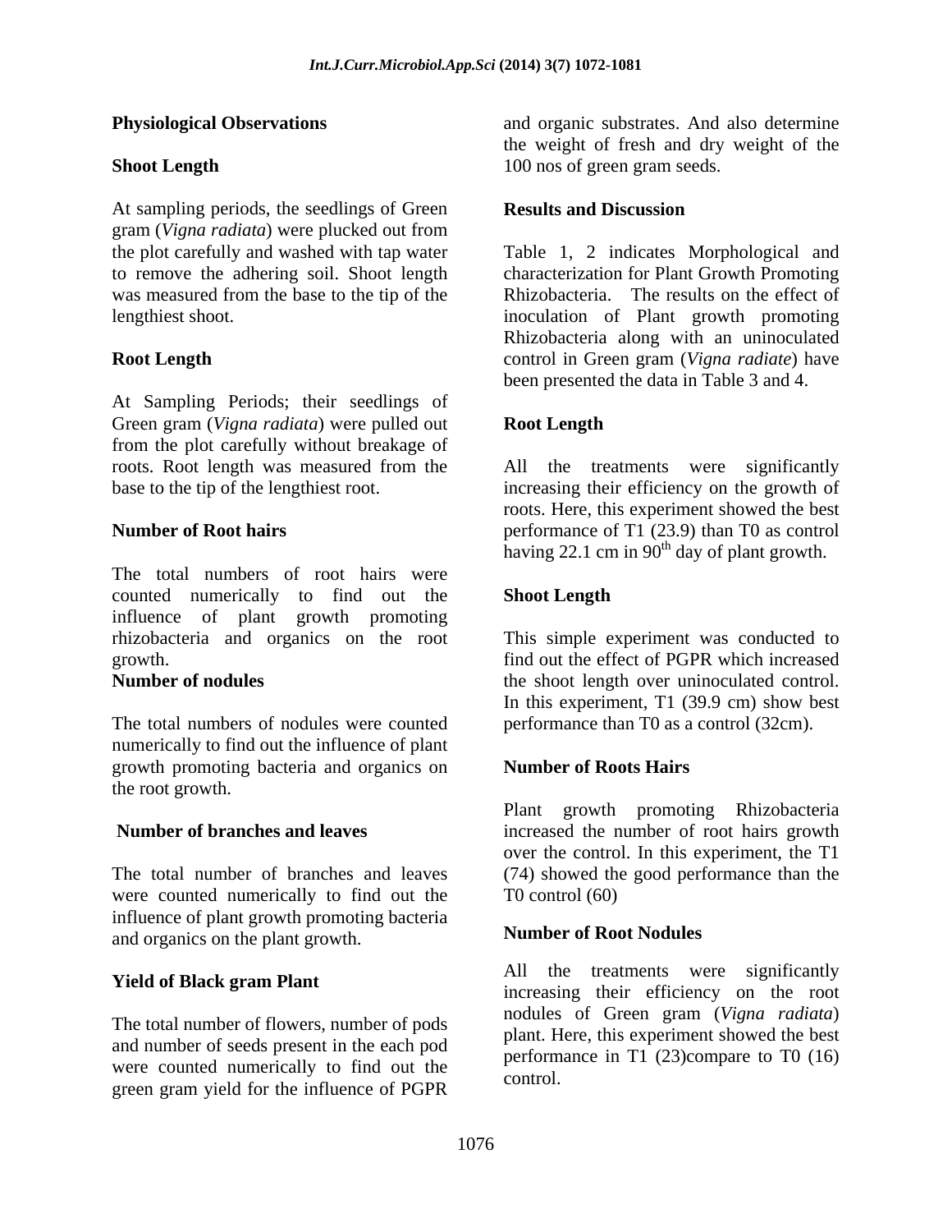### Physiological Observations

### Shoot Length

At sampling periods, the seedlings of Green gram (*Vigna radiata*) were plucked out from the plot carefully and washed with tap water to remove the adhering soil. Shoot length was measured from the base to the tip of the lengthiest shoot.

### Root Length

At Sampling Periods; their seedlings of Green gram (*Vigna radiata*) were pulled out from the plot carefully without breakage of roots. Root length was measured from the base to the tip of the lengthiest root.

### Number of Root hairs

The total numbers of root hairs were counted numerically to find out the influence of plant growth promoting rhizobacteria and organics on the root growth.

### Number of nodules

The total numbers of nodules were counted numerically to find out the influence of plant growth promoting bacteria and organics on the root growth.

### Number of branches and leaves

The total number of branches and leaves were counted numerically to find out the influence of plant growth promoting bacteria and organics on the plant growth.

### Yield of Black gram Plant

The total number of flowers, number of pods and number of seeds present in the each pod were counted numerically to find out the green gram yield for the influence of PGPR and organic substrates. And also determine the weight of fresh and dry weight of the 100 nos of green gram seeds.

## Results and Discussion

Table 1, 2 indicates Morphological and characterization for Plant Growth Promoting Rhizobacteria. The results on the effect of inoculation of Plant growth promoting Rhizobacteria along with an uninoculated control in Green gram (*Vigna radiate*) have been presented the data in Table 3 and 4.

### Root Length

All the treatments were significantly increasing their efficiency on the growth of roots. Here, this experiment showed the best performance of T1 (23.9) than T0 as control having 22.1 cm in 90$^{th}$ day of plant growth.

### Shoot Length

This simple experiment was conducted to find out the effect of PGPR which increased the shoot length over uninoculated control. In this experiment, T1 (39.9 cm) show best performance than T0 as a control (32cm).

### Number of Roots Hairs

Plant growth promoting Rhizobacteria increased the number of root hairs growth over the control. In this experiment, the T1 (74) showed the good performance than the T0 control (60)

### Number of Root Nodules

All the treatments were significantly increasing their efficiency on the root nodules of Green gram (*Vigna radiata*) plant. Here, this experiment showed the best performance in T1 (23)compare to T0 (16) control.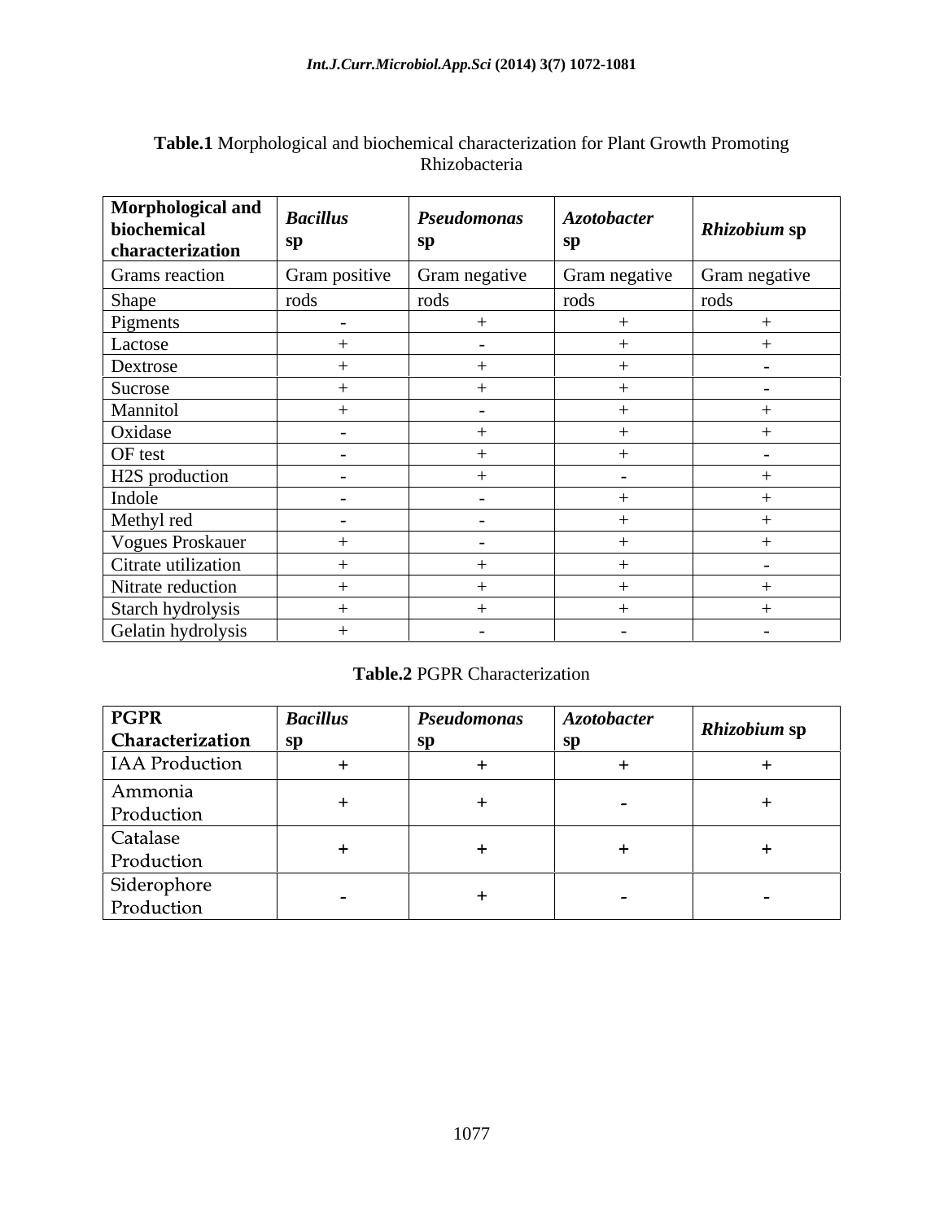**Table.1** Morphological and biochemical characterization for Plant Growth Promoting Rhizobacteria

| Morphological and biochemical characterization | *Bacillus* sp | *Pseudomonas* sp | *Azotobacter* sp | *Rhizobium* sp |
|---|---|---|---|---|
| Grams reaction | Gram positive | Gram negative | Gram negative | Gram negative |
| Shape | rods | rods | rods | rods |
| Pigments | - | + | + | + |
| Lactose | + | - | + | + |
| Dextrose | + | + | + | - |
| Sucrose | + | + | + | - |
| Mannitol | + | - | + | + |
| Oxidase | - | + | + | + |
| OF test | - | + | + | - |
| H2S production | - | + | - | + |
| Indole | - | - | + | + |
| Methyl red | - | - | + | + |
| Vogues Proskauer | + | - | + | + |
| Citrate utilization | + | + | + | - |
| Nitrate reduction | + | + | + | + |
| Starch hydrolysis | + | + | + | + |
| Gelatin hydrolysis | + | - | - | - |

**Table.2** PGPR Characterization

| PGPR Characterization | *Bacillus* sp | *Pseudomonas* sp | *Azotobacter* sp | *Rhizobium* sp |
|---|---|---|---|---|
| IAA Production | + | + | + | + |
| Ammonia Production | + | + | - | + |
| Catalase Production | + | + | + | + |
| Siderophore Production | - | + | - | - |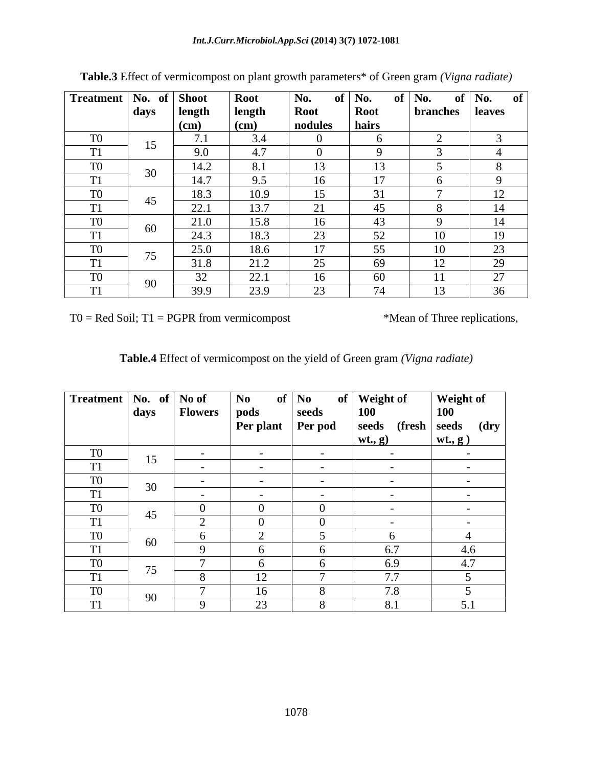**Table.3** Effect of vermicompost on plant growth parameters* of Green gram *(Vigna radiate)*

| Treatment | No. of days | Shoot length (cm) | Root length (cm) | No. of Root nodules | No. of Root hairs | No. of branches | No. of leaves |
|---|---|---|---|---|---|---|---|
| T0 | 15 | 7.1 | 3.4 | 0 | 6 | 2 | 3 |
| T1 | | 9.0 | 4.7 | 0 | 9 | 3 | 4 |
| T0 | 30 | 14.2 | 8.1 | 13 | 13 | 5 | 8 |
| T1 | | 14.7 | 9.5 | 16 | 17 | 6 | 9 |
| T0 | 45 | 18.3 | 10.9 | 15 | 31 | 7 | 12 |
| T1 | | 22.1 | 13.7 | 21 | 45 | 8 | 14 |
| T0 | 60 | 21.0 | 15.8 | 16 | 43 | 9 | 14 |
| T1 | | 24.3 | 18.3 | 23 | 52 | 10 | 19 |
| T0 | 75 | 25.0 | 18.6 | 17 | 55 | 10 | 23 |
| T1 | | 31.8 | 21.2 | 25 | 69 | 12 | 29 |
| T0 | 90 | 32 | 22.1 | 16 | 60 | 11 | 27 |
| T1 | | 39.9 | 23.9 | 23 | 74 | 13 | 36 |

T0 = Red Soil; T1 = PGPR from vermicompost *Mean of Three replications,

**Table.4** Effect of vermicompost on the yield of Green gram *(Vigna radiate)*

| Treatment | No. of days | No of Flowers | No of pods Per plant | No of seeds Per pod | Weight of 100 seeds (fresh wt., g) | Weight of 100 seeds (dry wt., g ) |
|---|---|---|---|---|---|---|
| T0 | 15 | - | - | - | - | - |
| T1 | | - | - | - | - | - |
| T0 | 30 | - | - | - | - | - |
| T1 | | - | - | - | - | - |
| T0 | 45 | 0 | 0 | 0 | - | - |
| T1 | | 2 | 0 | 0 | - | - |
| T0 | 60 | 6 | 2 | 5 | 6 | 4 |
| T1 | | 9 | 6 | 6 | 6.7 | 4.6 |
| T0 | 75 | 7 | 6 | 6 | 6.9 | 4.7 |
| T1 | | 8 | 12 | 7 | 7.7 | 5 |
| T0 | 90 | 7 | 16 | 8 | 7.8 | 5 |
| T1 | | 9 | 23 | 8 | 8.1 | 5.1 |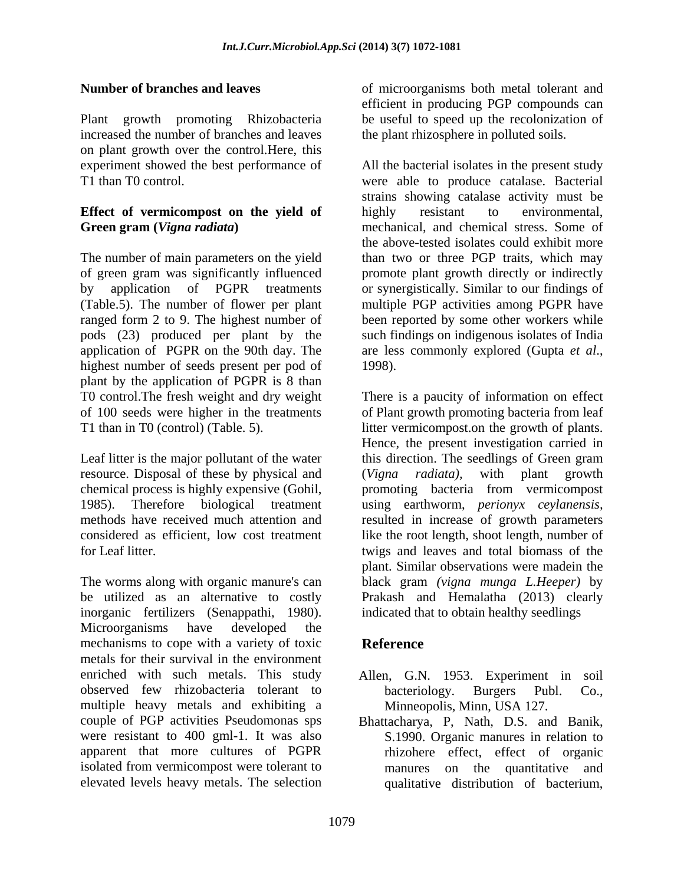**Number of branches and leaves**

Plant growth promoting Rhizobacteria increased the number of branches and leaves on plant growth over the control.Here, this experiment showed the best performance of T1 than T0 control.

**Effect of vermicompost on the yield of Green gram (*Vigna radiata*)**

The number of main parameters on the yield of green gram was significantly influenced by application of PGPR treatments (Table.5). The number of flower per plant ranged form 2 to 9. The highest number of pods (23) produced per plant by the application of PGPR on the 90th day. The highest number of seeds present per pod of plant by the application of PGPR is 8 than T0 control.The fresh weight and dry weight of 100 seeds were higher in the treatments T1 than in T0 (control) (Table. 5).

Leaf litter is the major pollutant of the water resource. Disposal of these by physical and chemical process is highly expensive (Gohil, 1985). Therefore biological treatment methods have received much attention and considered as efficient, low cost treatment for Leaf litter.

The worms along with organic manure's can be utilized as an alternative to costly inorganic fertilizers (Senappathi, 1980). Microorganisms have developed the mechanisms to cope with a variety of toxic metals for their survival in the environment enriched with such metals. This study observed few rhizobacteria tolerant to multiple heavy metals and exhibiting a couple of PGP activities Pseudomonas sps were resistant to 400 gml-1. It was also apparent that more cultures of PGPR isolated from vermicompost were tolerant to elevated levels heavy metals. The selection of microorganisms both metal tolerant and efficient in producing PGP compounds can be useful to speed up the recolonization of the plant rhizosphere in polluted soils.

All the bacterial isolates in the present study were able to produce catalase. Bacterial strains showing catalase activity must be highly resistant to environmental, mechanical, and chemical stress. Some of the above-tested isolates could exhibit more than two or three PGP traits, which may promote plant growth directly or indirectly or synergistically. Similar to our findings of multiple PGP activities among PGPR have been reported by some other workers while such findings on indigenous isolates of India are less commonly explored (Gupta *et al*., 1998).

There is a paucity of information on effect of Plant growth promoting bacteria from leaf litter vermicompost.on the growth of plants. Hence, the present investigation carried in this direction. The seedlings of Green gram (*Vigna radiata),* with plant growth promoting bacteria from vermicompost using earthworm, *perionyx ceylanensis,* resulted in increase of growth parameters like the root length, shoot length, number of twigs and leaves and total biomass of the plant. Similar observations were madein the black gram *(vigna munga L.Heeper)* by Prakash and Hemalatha (2013) clearly indicated that to obtain healthy seedlings

## Reference

Allen, G.N. 1953. Experiment in soil bacteriology. Burgers Publ. Co., Minneopolis, Minn, USA 127.

Bhattacharya, P, Nath, D.S. and Banik, S.1990. Organic manures in relation to rhizohere effect, effect of organic manures on the quantitative and qualitative distribution of bacterium,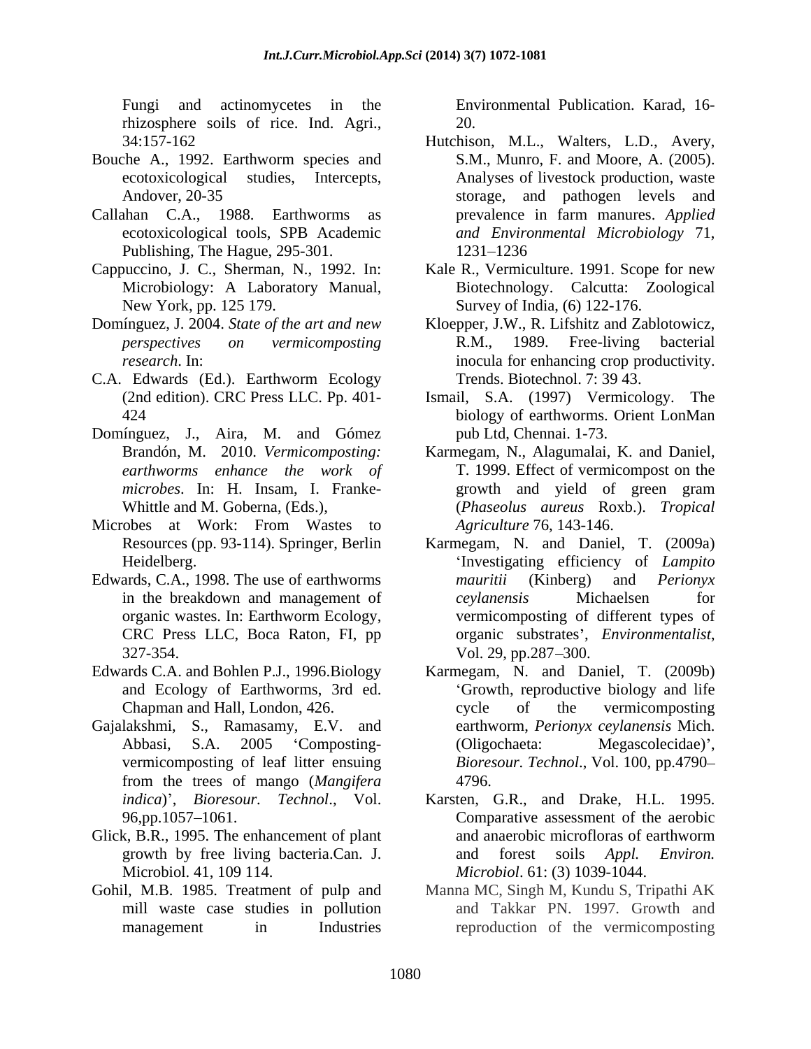Fungi and actinomycetes in the rhizosphere soils of rice. Ind. Agri., 34:157-162

Bouche A., 1992. Earthworm species and ecotoxicological studies, Intercepts, Andover, 20-35

Callahan C.A., 1988. Earthworms as ecotoxicological tools, SPB Academic Publishing, The Hague, 295-301.

Cappuccino, J. C., Sherman, N., 1992. In: Microbiology: A Laboratory Manual, New York, pp. 125 179.

Domínguez, J. 2004. *State of the art and new perspectives on vermicomposting research*. In:

C.A. Edwards (Ed.). Earthworm Ecology (2nd edition). CRC Press LLC. Pp. 401-424

Domínguez, J., Aira, M. and Gómez Brandón, M. 2010. *Vermicomposting: earthworms enhance the work of microbes*. In: H. Insam, I. Franke-Whittle and M. Goberna, (Eds.),

Microbes at Work: From Wastes to Resources (pp. 93-114). Springer, Berlin Heidelberg.

Edwards, C.A., 1998. The use of earthworms in the breakdown and management of organic wastes. In: Earthworm Ecology, CRC Press LLC, Boca Raton, FI, pp 327-354.

Edwards C.A. and Bohlen P.J., 1996.Biology and Ecology of Earthworms, 3rd ed. Chapman and Hall, London, 426.

Gajalakshmi, S., Ramasamy, E.V. and Abbasi, S.A. 2005 'Composting-vermicomposting of leaf litter ensuing from the trees of mango (*Mangifera indica*)', *Bioresour. Technol*., Vol. 96,pp.1057–1061.

Glick, B.R., 1995. The enhancement of plant growth by free living bacteria.Can. J. Microbiol. 41, 109 114.

Gohil, M.B. 1985. Treatment of pulp and mill waste case studies in pollution management in Industries Environmental Publication. Karad, 16-20.

Hutchison, M.L., Walters, L.D., Avery, S.M., Munro, F. and Moore, A. (2005). Analyses of livestock production, waste storage, and pathogen levels and prevalence in farm manures. *Applied and Environmental Microbiology* 71, 1231–1236

Kale R., Vermiculture. 1991. Scope for new Biotechnology. Calcutta: Zoological Survey of India, (6) 122-176.

Kloepper, J.W., R. Lifshitz and Zablotowicz, R.M., 1989. Free-living bacterial inocula for enhancing crop productivity. Trends. Biotechnol. 7: 39 43.

Ismail, S.A. (1997) Vermicology. The biology of earthworms. Orient LonMan pub Ltd, Chennai. 1-73.

Karmegam, N., Alagumalai, K. and Daniel, T. 1999. Effect of vermicompost on the growth and yield of green gram (*Phaseolus aureus* Roxb.). *Tropical Agriculture* 76, 143-146.

Karmegam, N. and Daniel, T. (2009a) 'Investigating efficiency of *Lampito mauritii* (Kinberg) and *Perionyx ceylanensis* Michaelsen for vermicomposting of different types of organic substrates', *Environmentalist*, Vol. 29, pp.287–300.

Karmegam, N. and Daniel, T. (2009b) 'Growth, reproductive biology and life cycle of the vermicomposting earthworm, *Perionyx ceylanensis* Mich. (Oligochaeta: Megascolecidae)', *Bioresour. Technol*., Vol. 100, pp.4790–4796.

Karsten, G.R., and Drake, H.L. 1995. Comparative assessment of the aerobic and anaerobic microfloras of earthworm and forest soils *Appl. Environ. Microbiol*. 61: (3) 1039-1044.

Manna MC, Singh M, Kundu S, Tripathi AK and Takkar PN. 1997. Growth and reproduction of the vermicomposting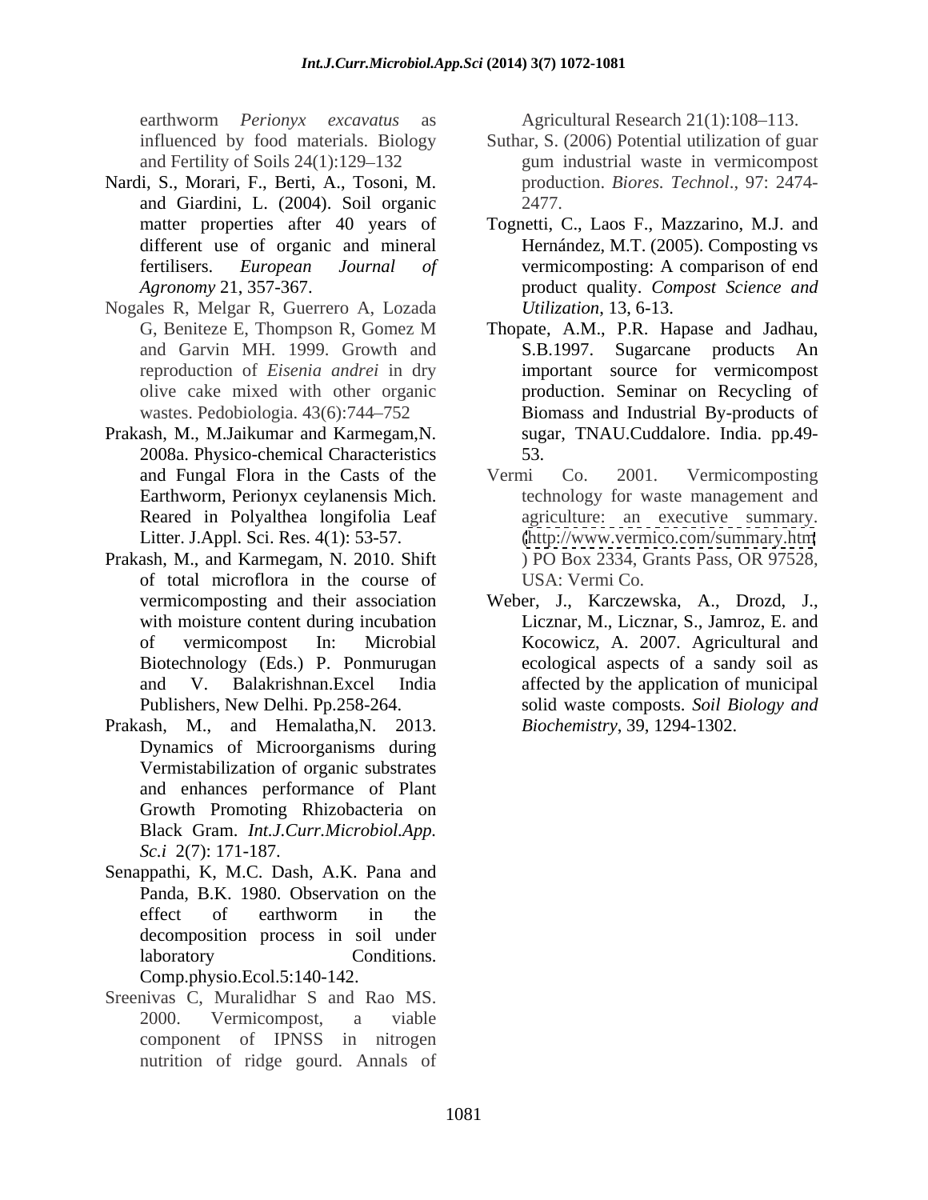earthworm *Perionyx excavatus* as influenced by food materials. Biology and Fertility of Soils 24(1):129–132

Nardi, S., Morari, F., Berti, A., Tosoni, M. and Giardini, L. (2004). Soil organic matter properties after 40 years of different use of organic and mineral fertilisers. *European Journal of Agronomy* 21, 357-367.

Nogales R, Melgar R, Guerrero A, Lozada G, Beniteze E, Thompson R, Gomez M and Garvin MH. 1999. Growth and reproduction of *Eisenia andrei* in dry olive cake mixed with other organic wastes. Pedobiologia. 43(6):744–752

Prakash, M., M.Jaikumar and Karmegam,N. 2008a. Physico-chemical Characteristics and Fungal Flora in the Casts of the Earthworm, Perionyx ceylanensis Mich. Reared in Polyalthea longifolia Leaf Litter. J.Appl. Sci. Res. 4(1): 53-57.

Prakash, M., and Karmegam, N. 2010. Shift of total microflora in the course of vermicomposting and their association with moisture content during incubation of vermicompost In: Microbial Biotechnology (Eds.) P. Ponmurugan and V. Balakrishnan.Excel India Publishers, New Delhi. Pp.258-264.

Prakash, M., and Hemalatha,N. 2013. Dynamics of Microorganisms during Vermistabilization of organic substrates and enhances performance of Plant Growth Promoting Rhizobacteria on Black Gram. *Int.J.Curr.Microbiol.App. Sc.i* 2(7): 171-187.

Senappathi, K, M.C. Dash, A.K. Pana and Panda, B.K. 1980. Observation on the effect of earthworm in the decomposition process in soil under laboratory Conditions. Comp.physio.Ecol.5:140-142.

Sreenivas C, Muralidhar S and Rao MS. 2000. Vermicompost, a viable component of IPNSS in nitrogen nutrition of ridge gourd. Annals of Agricultural Research 21(1):108–113.

Suthar, S. (2006) Potential utilization of guar gum industrial waste in vermicompost production. *Biores. Technol.*, 97: 2474-2477.

Tognetti, C., Laos F., Mazzarino, M.J. and Hernández, M.T. (2005). Composting vs vermicomposting: A comparison of end product quality. *Compost Science and Utilization*, 13, 6-13.

Thopate, A.M., P.R. Hapase and Jadhau, S.B.1997. Sugarcane products An important source for vermicompost production. Seminar on Recycling of Biomass and Industrial By-products of sugar, TNAU.Cuddalore. India. pp.49-53.

Vermi Co. 2001. Vermicomposting technology for waste management and agriculture: an executive summary. (http://www.vermico.com/summary.htm) PO Box 2334, Grants Pass, OR 97528, USA: Vermi Co.

Weber, J., Karczewska, A., Drozd, J., Licznar, M., Licznar, S., Jamroz, E. and Kocowicz, A. 2007. Agricultural and ecological aspects of a sandy soil as affected by the application of municipal solid waste composts. *Soil Biology and Biochemistry*, 39, 1294-1302.